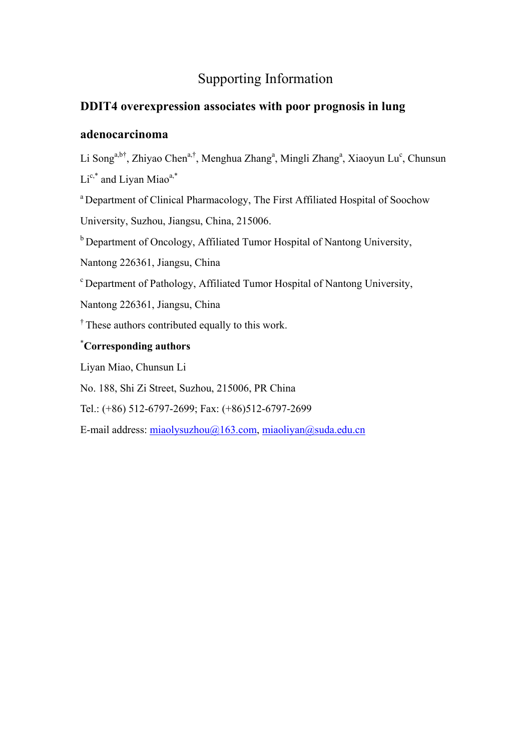# Supporting Information

## DDIT4 overexpression associates with poor prognosis in lung adenocarcinoma

Li Song[a,b†], Zhiyao Chen[a,†], Menghua Zhang[a], Mingli Zhang[a], Xiaoyun Lu[c], Chunsun Li[c,*] and Liyan Miao[a,*]

[a] Department of Clinical Pharmacology, The First Affiliated Hospital of Soochow University, Suzhou, Jiangsu, China, 215006.

[b] Department of Oncology, Affiliated Tumor Hospital of Nantong University, Nantong 226361, Jiangsu, China

[c] Department of Pathology, Affiliated Tumor Hospital of Nantong University, Nantong 226361, Jiangsu, China

[†] These authors contributed equally to this work.

[*]**Corresponding authors**

Liyan Miao, Chunsun Li

No. 188, Shi Zi Street, Suzhou, 215006, PR China

Tel.: (+86) 512-6797-2699; Fax: (+86)512-6797-2699

E-mail address: miaolysuzhou@163.com, miaoliyan@suda.edu.cn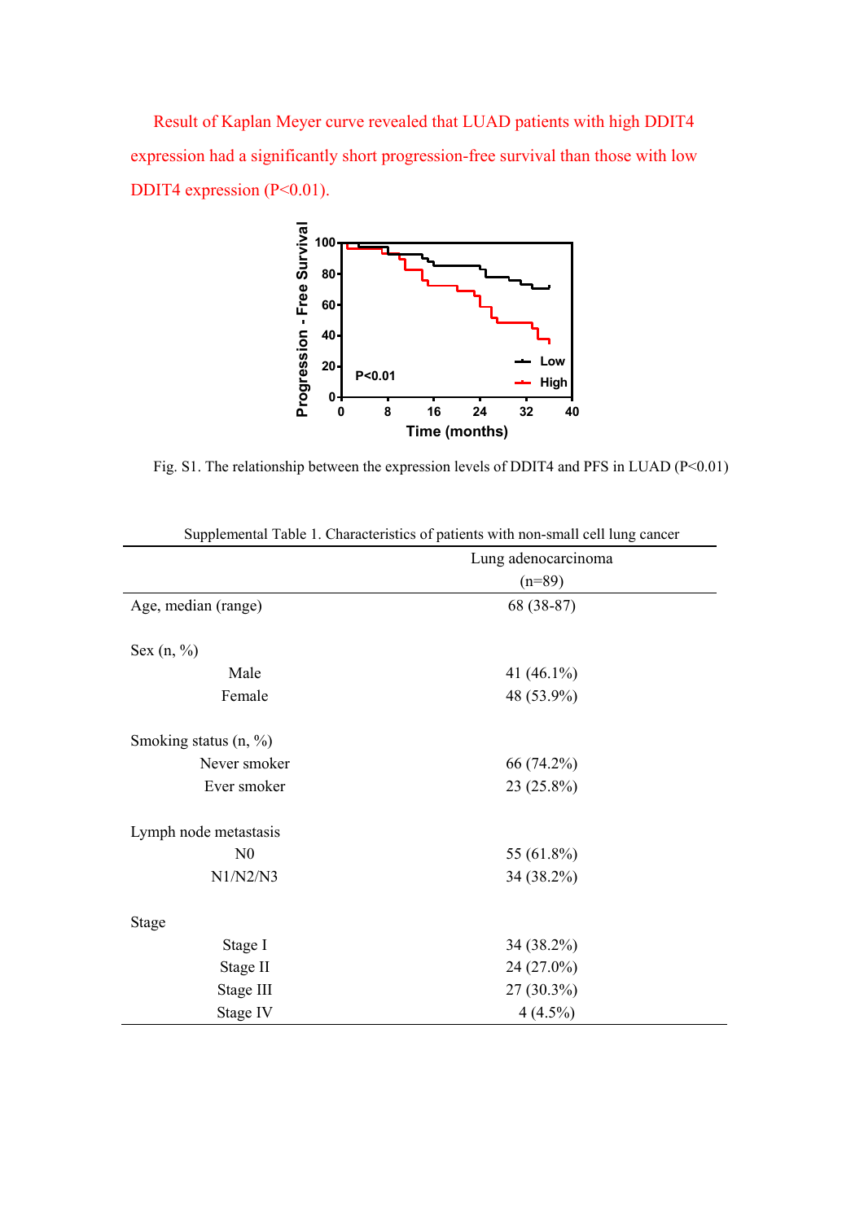Result of Kaplan Meyer curve revealed that LUAD patients with high DDIT4 expression had a significantly short progression-free survival than those with low DDIT4 expression (P<0.01).

Progression - Free Survival

100

80

60

40

20

0

0 8 16 24 32 40

Time (months)

P<0.01

Low

High

Fig. S1. The relationship between the expression levels of DDIT4 and PFS in LUAD (P<0.01)

Supplemental Table 1. Characteristics of patients with non-small cell lung cancer

| | Lung adenocarcinoma (n=89) |
|---|---|
| Age, median (range) | 68 (38-87) |
| Sex (n, %) | |
| Male | 41 (46.1%) |
| Female | 48 (53.9%) |
| Smoking status (n, %) | |
| Never smoker | 66 (74.2%) |
| Ever smoker | 23 (25.8%) |
| Lymph node metastasis | |
| N0 | 55 (61.8%) |
| N1/N2/N3 | 34 (38.2%) |
| Stage | |
| Stage I | 34 (38.2%) |
| Stage II | 24 (27.0%) |
| Stage III | 27 (30.3%) |
| Stage IV | 4 (4.5%) |